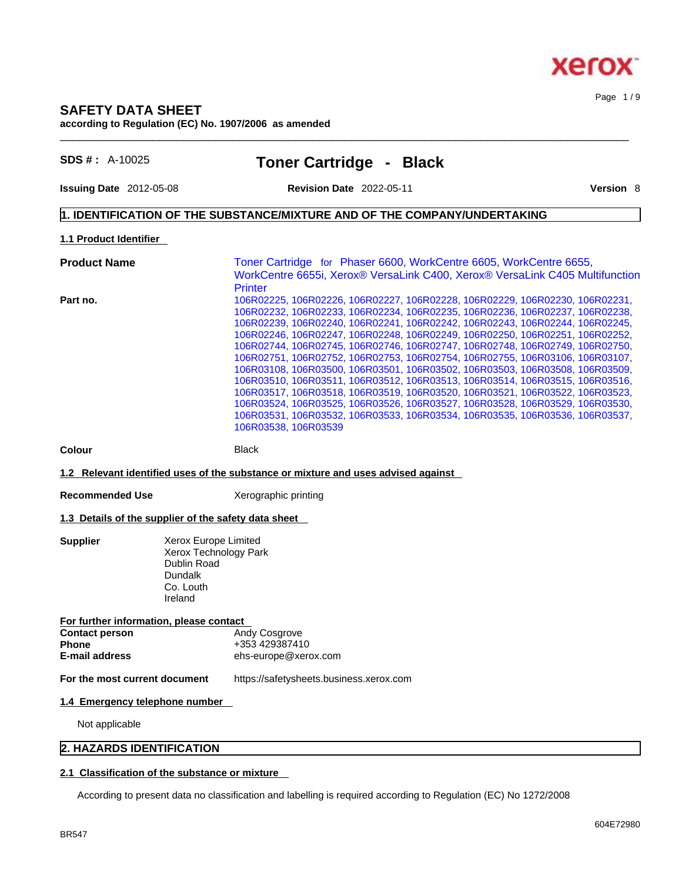# SAFETY DATA SHEET

**according to Regulation (EC) No. 1907/2006 as amended**

**SDS # :** A-10025

## Toner Cartridge - Black

**Issuing Date** 2012-05-08 **Revision Date** 2022-05-11 **Version** 8

## 1. IDENTIFICATION OF THE SUBSTANCE/MIXTURE AND OF THE COMPANY/UNDERTAKING

### 1.1 Product Identifier

**Product Name** Toner Cartridge for Phaser 6600, WorkCentre 6605, WorkCentre 6655, WorkCentre 6655i, Xerox® VersaLink C400, Xerox® VersaLink C405 Multifunction Printer

**Part no.** 106R02225, 106R02226, 106R02227, 106R02228, 106R02229, 106R02230, 106R02231, 106R02232, 106R02233, 106R02234, 106R02235, 106R02236, 106R02237, 106R02238, 106R02239, 106R02240, 106R02241, 106R02242, 106R02243, 106R02244, 106R02245, 106R02246, 106R02247, 106R02248, 106R02249, 106R02250, 106R02251, 106R02252, 106R02744, 106R02745, 106R02746, 106R02747, 106R02748, 106R02749, 106R02750, 106R02751, 106R02752, 106R02753, 106R02754, 106R02755, 106R03106, 106R03107, 106R03108, 106R03500, 106R03501, 106R03502, 106R03503, 106R03508, 106R03509, 106R03510, 106R03511, 106R03512, 106R03513, 106R03514, 106R03515, 106R03516, 106R03517, 106R03518, 106R03519, 106R03520, 106R03521, 106R03522, 106R03523, 106R03524, 106R03525, 106R03526, 106R03527, 106R03528, 106R03529, 106R03530, 106R03531, 106R03532, 106R03533, 106R03534, 106R03535, 106R03536, 106R03537, 106R03538, 106R03539

**Colour** Black

### 1.2 Relevant identified uses of the substance or mixture and uses advised against

**Recommended Use** Xerographic printing

### 1.3 Details of the supplier of the safety data sheet

**Supplier**
Xerox Europe Limited
Xerox Technology Park
Dublin Road
Dundalk
Co. Louth
Ireland

**For further information, please contact**

**Contact person** Andy Cosgrove
**Phone** +353 429387410
**E-mail address** ehs-europe@xerox.com

**For the most current document** https://safetysheets.business.xerox.com

### 1.4 Emergency telephone number

Not applicable

## 2. HAZARDS IDENTIFICATION

### 2.1 Classification of the substance or mixture

According to present data no classification and labelling is required according to Regulation (EC) No 1272/2008

BR547

604E72980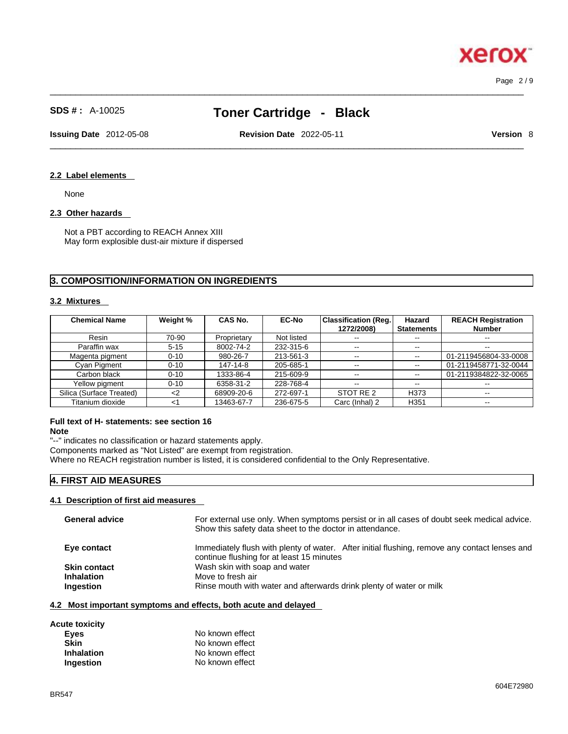#### 2.2 Label elements

None

#### 2.3 Other hazards

Not a PBT according to REACH Annex XIII
May form explosible dust-air mixture if dispersed

## 3. COMPOSITION/INFORMATION ON INGREDIENTS

#### 3.2 Mixtures

| Chemical Name | Weight % | CAS No. | EC-No | Classification (Reg. 1272/2008) | Hazard Statements | REACH Registration Number |
|---|---|---|---|---|---|---|
| Resin | 70-90 | Proprietary | Not listed | -- | -- | -- |
| Paraffin wax | 5-15 | 8002-74-2 | 232-315-6 | -- | -- | -- |
| Magenta pigment | 0-10 | 980-26-7 | 213-561-3 | -- | -- | 01-2119456804-33-0008 |
| Cyan Pigment | 0-10 | 147-14-8 | 205-685-1 | -- | -- | 01-2119458771-32-0044 |
| Carbon black | 0-10 | 1333-86-4 | 215-609-9 | -- | -- | 01-2119384822-32-0065 |
| Yellow pigment | 0-10 | 6358-31-2 | 228-768-4 | -- | -- | -- |
| Silica (Surface Treated) | <2 | 68909-20-6 | 272-697-1 | STOT RE 2 | H373 | -- |
| Titanium dioxide | <1 | 13463-67-7 | 236-675-5 | Carc (Inhal) 2 | H351 | -- |

**Full text of H- statements: see section 16**
**Note**
"--" indicates no classification or hazard statements apply.
Components marked as "Not Listed" are exempt from registration.
Where no REACH registration number is listed, it is considered confidential to the Only Representative.

## 4. FIRST AID MEASURES

#### 4.1 Description of first aid measures

**General advice** For external use only. When symptoms persist or in all cases of doubt seek medical advice. Show this safety data sheet to the doctor in attendance.

**Eye contact** Immediately flush with plenty of water. After initial flushing, remove any contact lenses and continue flushing for at least 15 minutes

**Skin contact** Wash skin with soap and water

**Inhalation** Move to fresh air

**Ingestion** Rinse mouth with water and afterwards drink plenty of water or milk

#### 4.2 Most important symptoms and effects, both acute and delayed

**Acute toxicity**

**Eyes** No known effect
**Skin** No known effect
**Inhalation** No known effect
**Ingestion** No known effect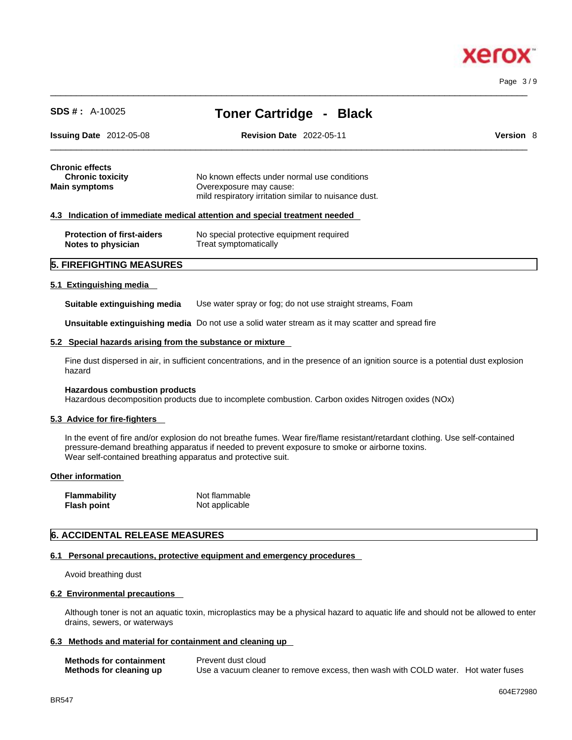**Chronic effects**

| | |
|---|---|
| **Chronic toxicity** | No known effects under normal use conditions |
| **Main symptoms** | Overexposure may cause: mild respiratory irritation similar to nuisance dust. |

### 4.3 Indication of immediate medical attention and special treatment needed

| | |
|---|---|
| **Protection of first-aiders** | No special protective equipment required |
| **Notes to physician** | Treat symptomatically |

## 5. FIREFIGHTING MEASURES

### 5.1 Extinguishing media

**Suitable extinguishing media** Use water spray or fog; do not use straight streams, Foam

**Unsuitable extinguishing media** Do not use a solid water stream as it may scatter and spread fire

### 5.2 Special hazards arising from the substance or mixture

Fine dust dispersed in air, in sufficient concentrations, and in the presence of an ignition source is a potential dust explosion hazard

**Hazardous combustion products**
Hazardous decomposition products due to incomplete combustion. Carbon oxides Nitrogen oxides (NOx)

### 5.3 Advice for fire-fighters

In the event of fire and/or explosion do not breathe fumes. Wear fire/flame resistant/retardant clothing. Use self-contained pressure-demand breathing apparatus if needed to prevent exposure to smoke or airborne toxins.
Wear self-contained breathing apparatus and protective suit.

### Other information

| | |
|---|---|
| **Flammability** | Not flammable |
| **Flash point** | Not applicable |

## 6. ACCIDENTAL RELEASE MEASURES

### 6.1 Personal precautions, protective equipment and emergency procedures

Avoid breathing dust

### 6.2 Environmental precautions

Although toner is not an aquatic toxin, microplastics may be a physical hazard to aquatic life and should not be allowed to enter drains, sewers, or waterways

### 6.3 Methods and material for containment and cleaning up

| | |
|---|---|
| **Methods for containment** | Prevent dust cloud |
| **Methods for cleaning up** | Use a vacuum cleaner to remove excess, then wash with COLD water. Hot water fuses |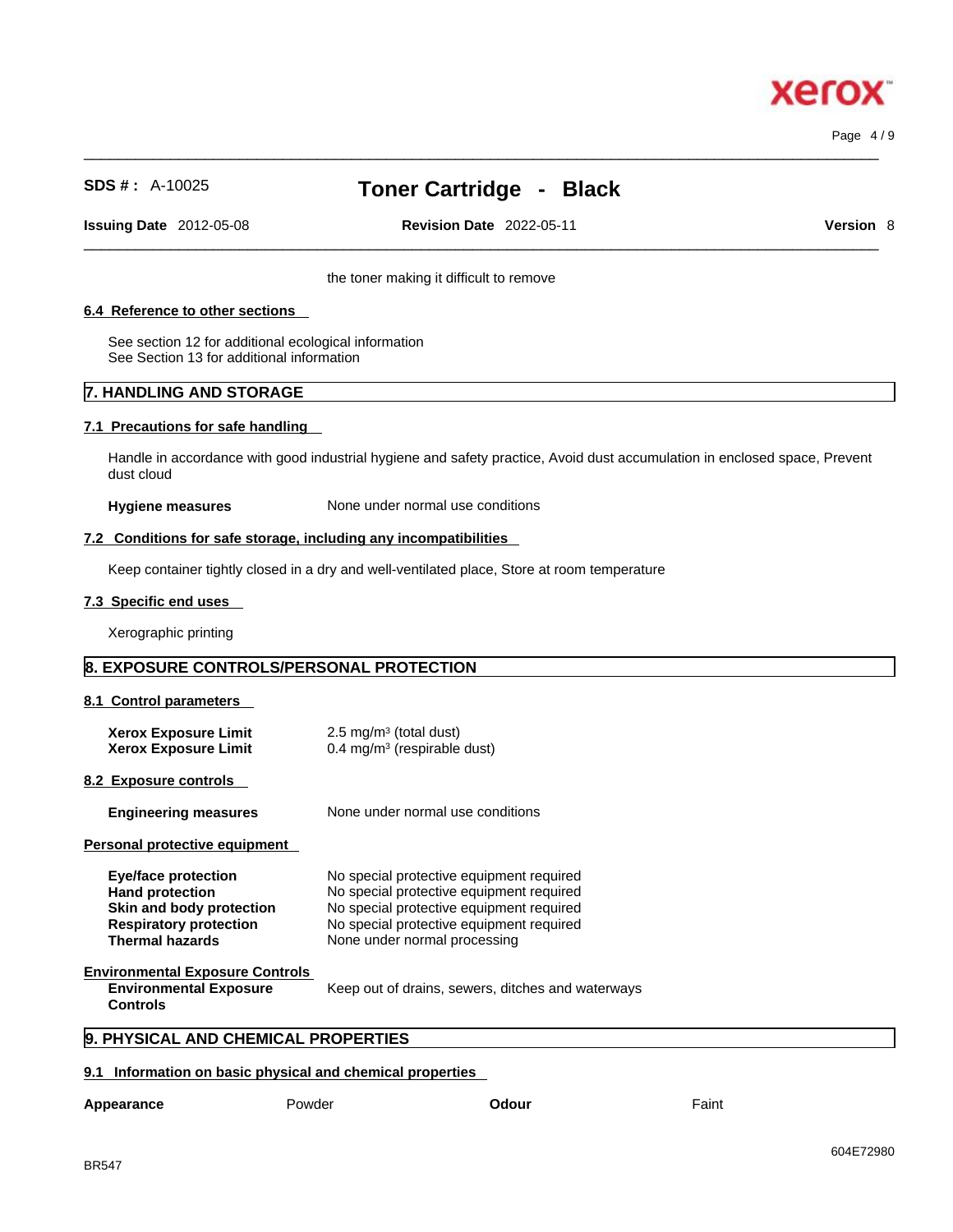the toner making it difficult to remove

### 6.4 Reference to other sections

See section 12 for additional ecological information
See Section 13 for additional information

## 7. HANDLING AND STORAGE

### 7.1 Precautions for safe handling

Handle in accordance with good industrial hygiene and safety practice, Avoid dust accumulation in enclosed space, Prevent dust cloud

**Hygiene measures** None under normal use conditions

### 7.2 Conditions for safe storage, including any incompatibilities

Keep container tightly closed in a dry and well-ventilated place, Store at room temperature

### 7.3 Specific end uses

Xerographic printing

## 8. EXPOSURE CONTROLS/PERSONAL PROTECTION

### 8.1 Control parameters

**Xerox Exposure Limit** 2.5 mg/m³ (total dust)
**Xerox Exposure Limit** 0.4 mg/m³ (respirable dust)

### 8.2 Exposure controls

**Engineering measures** None under normal use conditions

### Personal protective equipment

| | |
|---|---|
| **Eye/face protection** | No special protective equipment required |
| **Hand protection** | No special protective equipment required |
| **Skin and body protection** | No special protective equipment required |
| **Respiratory protection** | No special protective equipment required |
| **Thermal hazards** | None under normal processing |

### Environmental Exposure Controls

**Environmental Exposure Controls** Keep out of drains, sewers, ditches and waterways

## 9. PHYSICAL AND CHEMICAL PROPERTIES

### 9.1 Information on basic physical and chemical properties

| | | | |
|---|---|---|---|
| **Appearance** | Powder | **Odour** | Faint |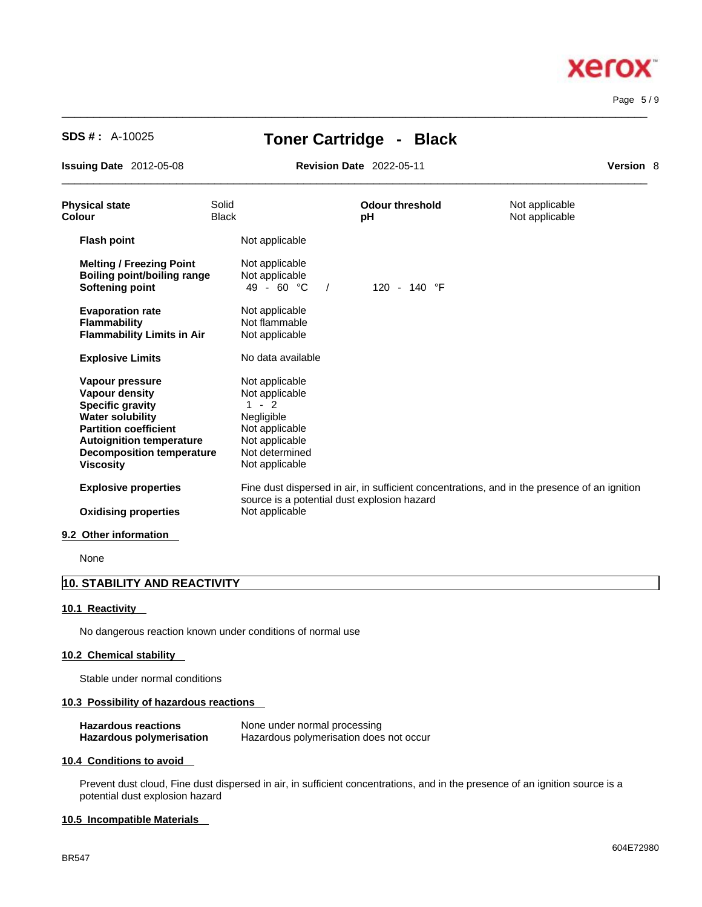| | | | |
|---|---|---|---|
| **Physical state** | Solid | **Odour threshold** | Not applicable |
| **Colour** | Black | **pH** | Not applicable |

| | | |
|---|---|---|
| **Flash point** | Not applicable | |
| **Melting / Freezing Point** | Not applicable | |
| **Boiling point/boiling range** | Not applicable | |
| **Softening point** | 49 - 60 °C / | 120 - 140 °F |
| **Evaporation rate** | Not applicable | |
| **Flammability** | Not flammable | |
| **Flammability Limits in Air** | Not applicable | |
| **Explosive Limits** | No data available | |
| **Vapour pressure** | Not applicable | |
| **Vapour density** | Not applicable | |
| **Specific gravity** | 1 - 2 | |
| **Water solubility** | Negligible | |
| **Partition coefficient** | Not applicable | |
| **Autoignition temperature** | Not applicable | |
| **Decomposition temperature** | Not determined | |
| **Viscosity** | Not applicable | |
| **Explosive properties** | Fine dust dispersed in air, in sufficient concentrations, and in the presence of an ignition source is a potential dust explosion hazard | |
| **Oxidising properties** | Not applicable | |

### 9.2 Other information

None

## 10. STABILITY AND REACTIVITY

### 10.1 Reactivity

No dangerous reaction known under conditions of normal use

### 10.2 Chemical stability

Stable under normal conditions

### 10.3 Possibility of hazardous reactions

| | |
|---|---|
| **Hazardous reactions** | None under normal processing |
| **Hazardous polymerisation** | Hazardous polymerisation does not occur |

### 10.4 Conditions to avoid

Prevent dust cloud, Fine dust dispersed in air, in sufficient concentrations, and in the presence of an ignition source is a potential dust explosion hazard

### 10.5 Incompatible Materials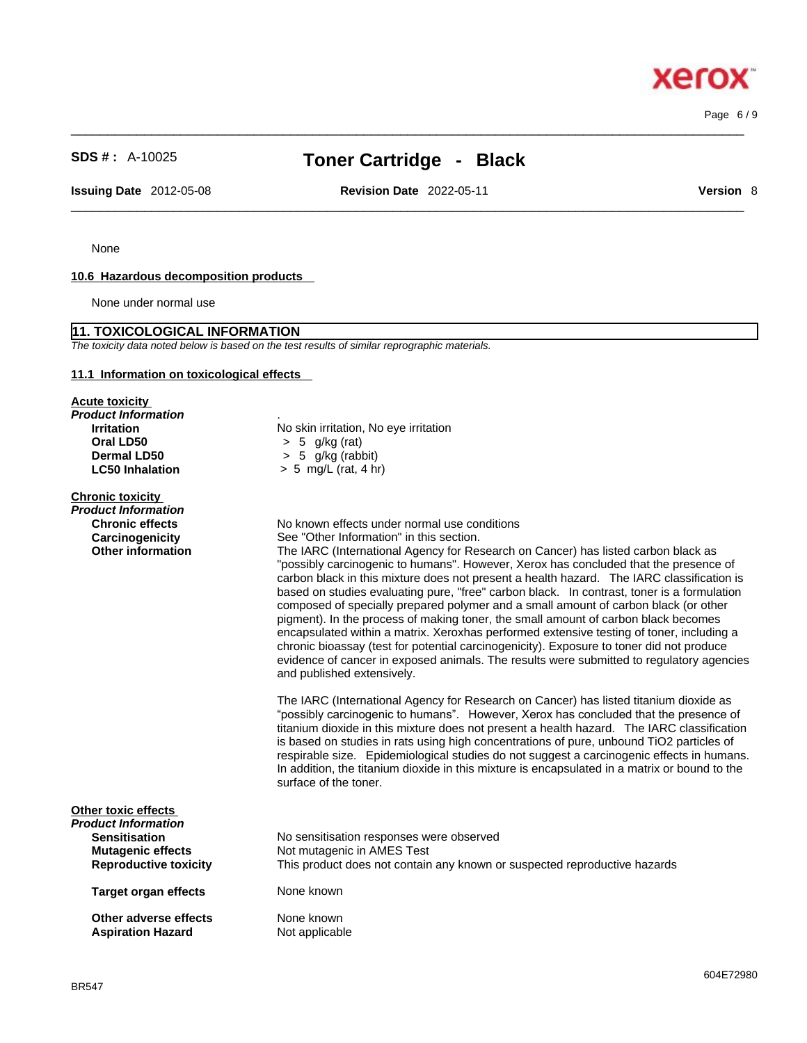None

### 10.6 Hazardous decomposition products

None under normal use

## 11. TOXICOLOGICAL INFORMATION

*The toxicity data noted below is based on the test results of similar reprographic materials.*

### 11.1 Information on toxicological effects

**Acute toxicity**

***Product Information***

| | |
|---|---|
| **Irritation** | No skin irritation, No eye irritation |
| **Oral LD50** | > 5 g/kg (rat) |
| **Dermal LD50** | > 5 g/kg (rabbit) |
| **LC50 Inhalation** | > 5 mg/L (rat, 4 hr) |

**Chronic toxicity**

***Product Information***

**Chronic effects** No known effects under normal use conditions

**Carcinogenicity** See "Other Information" in this section.

**Other information** The IARC (International Agency for Research on Cancer) has listed carbon black as "possibly carcinogenic to humans". However, Xerox has concluded that the presence of carbon black in this mixture does not present a health hazard. The IARC classification is based on studies evaluating pure, "free" carbon black. In contrast, toner is a formulation composed of specially prepared polymer and a small amount of carbon black (or other pigment). In the process of making toner, the small amount of carbon black becomes encapsulated within a matrix. Xeroxhas performed extensive testing of toner, including a chronic bioassay (test for potential carcinogenicity). Exposure to toner did not produce evidence of cancer in exposed animals. The results were submitted to regulatory agencies and published extensively.

The IARC (International Agency for Research on Cancer) has listed titanium dioxide as "possibly carcinogenic to humans". However, Xerox has concluded that the presence of titanium dioxide in this mixture does not present a health hazard. The IARC classification is based on studies in rats using high concentrations of pure, unbound TiO2 particles of respirable size. Epidemiological studies do not suggest a carcinogenic effects in humans. In addition, the titanium dioxide in this mixture is encapsulated in a matrix or bound to the surface of the toner.

**Other toxic effects**

***Product Information***

| | |
|---|---|
| **Sensitisation** | No sensitisation responses were observed |
| **Mutagenic effects** | Not mutagenic in AMES Test |
| **Reproductive toxicity** | This product does not contain any known or suspected reproductive hazards |
| **Target organ effects** | None known |
| **Other adverse effects** | None known |
| **Aspiration Hazard** | Not applicable |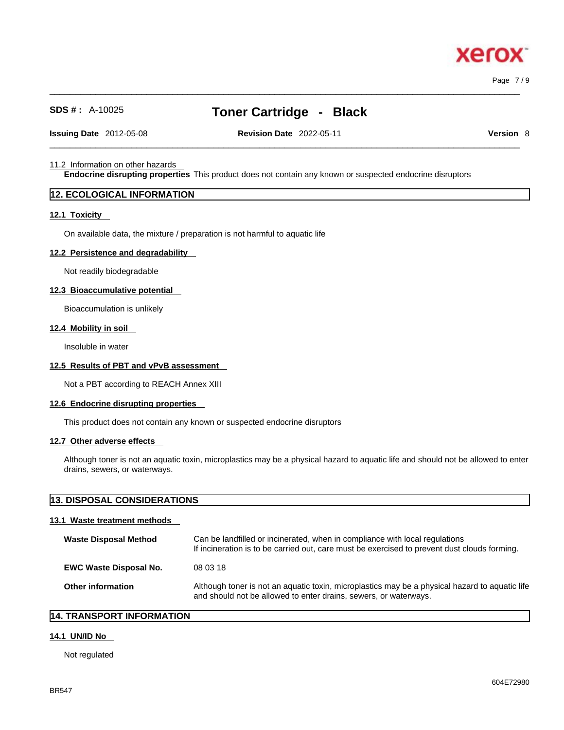11.2 Information on other hazards

**Endocrine disrupting properties** This product does not contain any known or suspected endocrine disruptors

## 12. ECOLOGICAL INFORMATION

### 12.1 Toxicity

On available data, the mixture / preparation is not harmful to aquatic life

### 12.2 Persistence and degradability

Not readily biodegradable

### 12.3 Bioaccumulative potential

Bioaccumulation is unlikely

### 12.4 Mobility in soil

Insoluble in water

### 12.5 Results of PBT and vPvB assessment

Not a PBT according to REACH Annex XIII

### 12.6 Endocrine disrupting properties

This product does not contain any known or suspected endocrine disruptors

### 12.7 Other adverse effects

Although toner is not an aquatic toxin, microplastics may be a physical hazard to aquatic life and should not be allowed to enter drains, sewers, or waterways.

## 13. DISPOSAL CONSIDERATIONS

### 13.1 Waste treatment methods

**Waste Disposal Method** Can be landfilled or incinerated, when in compliance with local regulations
If incineration is to be carried out, care must be exercised to prevent dust clouds forming.

**EWC Waste Disposal No.** 08 03 18

**Other information** Although toner is not an aquatic toxin, microplastics may be a physical hazard to aquatic life and should not be allowed to enter drains, sewers, or waterways.

## 14. TRANSPORT INFORMATION

### 14.1 UN/ID No

Not regulated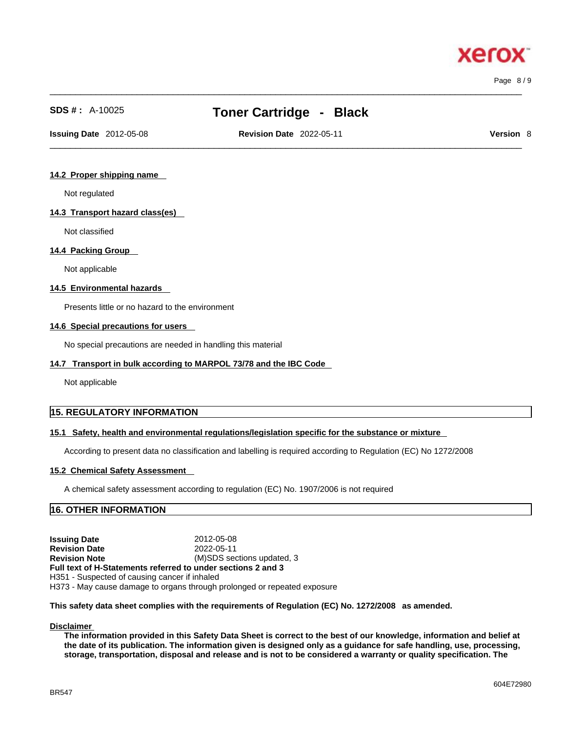#### 14.2 Proper shipping name

Not regulated

#### 14.3 Transport hazard class(es)

Not classified

#### 14.4 Packing Group

Not applicable

#### 14.5 Environmental hazards

Presents little or no hazard to the environment

#### 14.6 Special precautions for users

No special precautions are needed in handling this material

#### 14.7 Transport in bulk according to MARPOL 73/78 and the IBC Code

Not applicable

## 15. REGULATORY INFORMATION

#### 15.1 Safety, health and environmental regulations/legislation specific for the substance or mixture

According to present data no classification and labelling is required according to Regulation (EC) No 1272/2008

#### 15.2 Chemical Safety Assessment

A chemical safety assessment according to regulation (EC) No. 1907/2006 is not required

## 16. OTHER INFORMATION

**Issuing Date** 2012-05-08
**Revision Date** 2022-05-11
**Revision Note** (M)SDS sections updated, 3
**Full text of H-Statements referred to under sections 2 and 3**
H351 - Suspected of causing cancer if inhaled
H373 - May cause damage to organs through prolonged or repeated exposure

**This safety data sheet complies with the requirements of Regulation (EC) No. 1272/2008 as amended.**

#### Disclaimer

**The information provided in this Safety Data Sheet is correct to the best of our knowledge, information and belief at the date of its publication. The information given is designed only as a guidance for safe handling, use, processing, storage, transportation, disposal and release and is not to be considered a warranty or quality specification. The**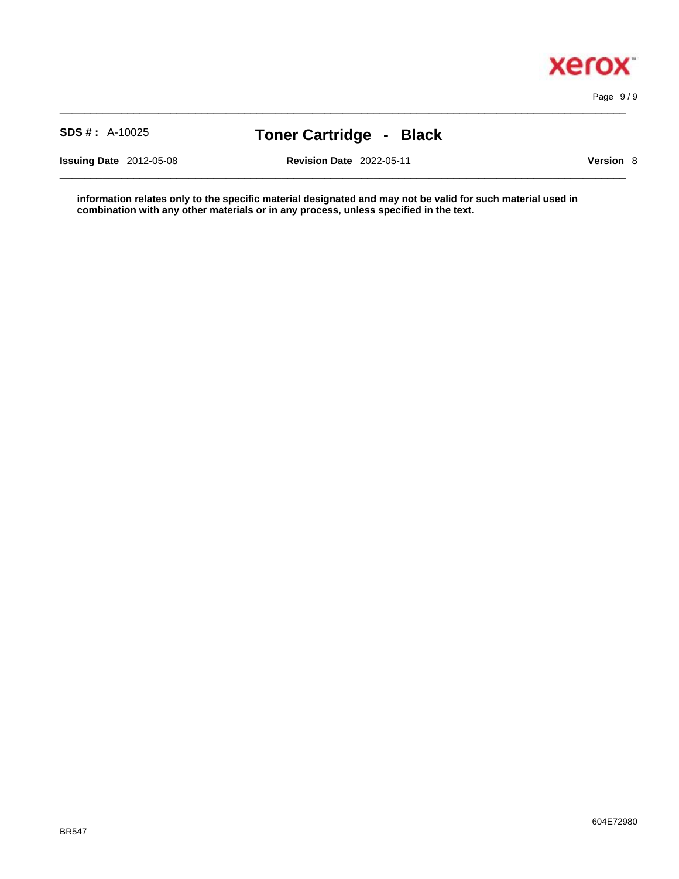**information relates only to the specific material designated and may not be valid for such material used in combination with any other materials or in any process, unless specified in the text.**